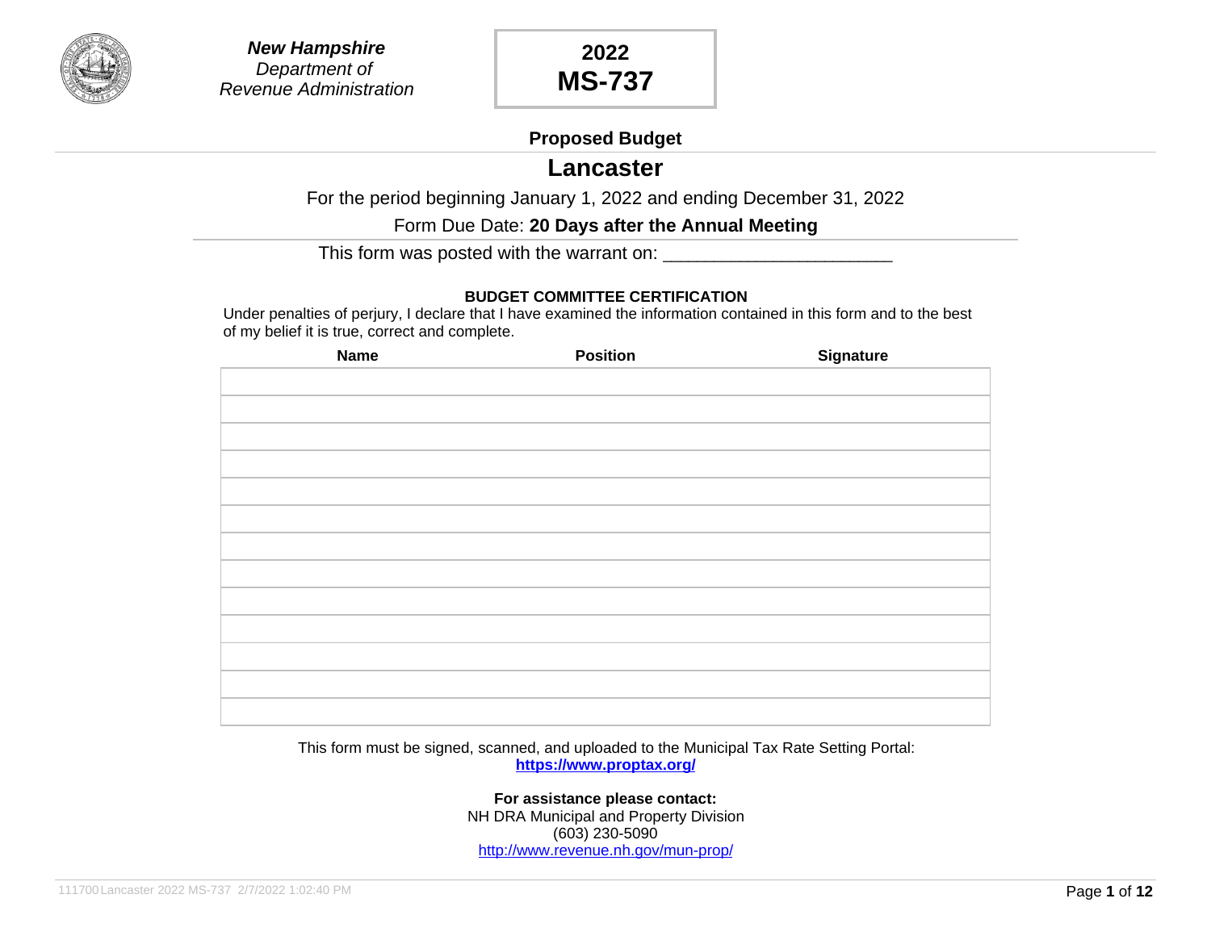***New Hampshire***
*Department of*
*Revenue Administration*

**2022**
**MS-737**

**Proposed Budget**

# Lancaster

For the period beginning January 1, 2022 and ending December 31, 2022

Form Due Date: **20 Days after the Annual Meeting**

This form was posted with the warrant on: ______________________

**BUDGET COMMITTEE CERTIFICATION**

Under penalties of perjury, I declare that I have examined the information contained in this form and to the best of my belief it is true, correct and complete.

| Name | Position | Signature |
|---|---|---|
| | | |
| | | |
| | | |
| | | |
| | | |
| | | |
| | | |
| | | |
| | | |
| | | |
| | | |
| | | |
| | | |

This form must be signed, scanned, and uploaded to the Municipal Tax Rate Setting Portal:
**https://www.proptax.org/**

**For assistance please contact:**
NH DRA Municipal and Property Division
(603) 230-5090
http://www.revenue.nh.gov/mun-prop/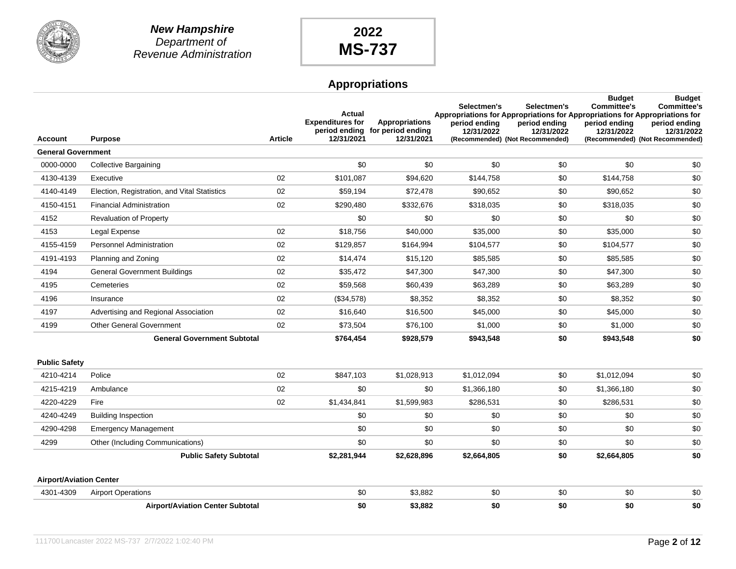**New Hampshire**
*Department of Revenue Administration*

**2022**
**MS-737**

## Appropriations

| Account | Purpose | Article | Actual Expenditures for period ending 12/31/2021 | Appropriations for period ending 12/31/2021 | Selectmen's Appropriations for period ending 12/31/2022 (Recommended) | Selectmen's Appropriations for period ending 12/31/2022 (Not Recommended) | Budget Committee's Appropriations for period ending 12/31/2022 (Recommended) | Budget Committee's Appropriations for period ending 12/31/2022 (Not Recommended) |
|---|---|---|---|---|---|---|---|---|
| **General Government** | | | | | | | | |
| 0000-0000 | Collective Bargaining | | $0 | $0 | $0 | $0 | $0 | $0 |
| 4130-4139 | Executive | 02 | $101,087 | $94,620 | $144,758 | $0 | $144,758 | $0 |
| 4140-4149 | Election, Registration, and Vital Statistics | 02 | $59,194 | $72,478 | $90,652 | $0 | $90,652 | $0 |
| 4150-4151 | Financial Administration | 02 | $290,480 | $332,676 | $318,035 | $0 | $318,035 | $0 |
| 4152 | Revaluation of Property | | $0 | $0 | $0 | $0 | $0 | $0 |
| 4153 | Legal Expense | 02 | $18,756 | $40,000 | $35,000 | $0 | $35,000 | $0 |
| 4155-4159 | Personnel Administration | 02 | $129,857 | $164,994 | $104,577 | $0 | $104,577 | $0 |
| 4191-4193 | Planning and Zoning | 02 | $14,474 | $15,120 | $85,585 | $0 | $85,585 | $0 |
| 4194 | General Government Buildings | 02 | $35,472 | $47,300 | $47,300 | $0 | $47,300 | $0 |
| 4195 | Cemeteries | 02 | $59,568 | $60,439 | $63,289 | $0 | $63,289 | $0 |
| 4196 | Insurance | 02 | ($34,578) | $8,352 | $8,352 | $0 | $8,352 | $0 |
| 4197 | Advertising and Regional Association | 02 | $16,640 | $16,500 | $45,000 | $0 | $45,000 | $0 |
| 4199 | Other General Government | 02 | $73,504 | $76,100 | $1,000 | $0 | $1,000 | $0 |
| | **General Government Subtotal** | | **$764,454** | **$928,579** | **$943,548** | **$0** | **$943,548** | **$0** |
| **Public Safety** | | | | | | | | |
| 4210-4214 | Police | 02 | $847,103 | $1,028,913 | $1,012,094 | $0 | $1,012,094 | $0 |
| 4215-4219 | Ambulance | 02 | $0 | $0 | $1,366,180 | $0 | $1,366,180 | $0 |
| 4220-4229 | Fire | 02 | $1,434,841 | $1,599,983 | $286,531 | $0 | $286,531 | $0 |
| 4240-4249 | Building Inspection | | $0 | $0 | $0 | $0 | $0 | $0 |
| 4290-4298 | Emergency Management | | $0 | $0 | $0 | $0 | $0 | $0 |
| 4299 | Other (Including Communications) | | $0 | $0 | $0 | $0 | $0 | $0 |
| | **Public Safety Subtotal** | | **$2,281,944** | **$2,628,896** | **$2,664,805** | **$0** | **$2,664,805** | **$0** |
| **Airport/Aviation Center** | | | | | | | | |
| 4301-4309 | Airport Operations | | $0 | $3,882 | $0 | $0 | $0 | $0 |
| | **Airport/Aviation Center Subtotal** | | **$0** | **$3,882** | **$0** | **$0** | **$0** | **$0** |

111700 Lancaster 2022 MS-737 2/7/2022 1:02:40 PM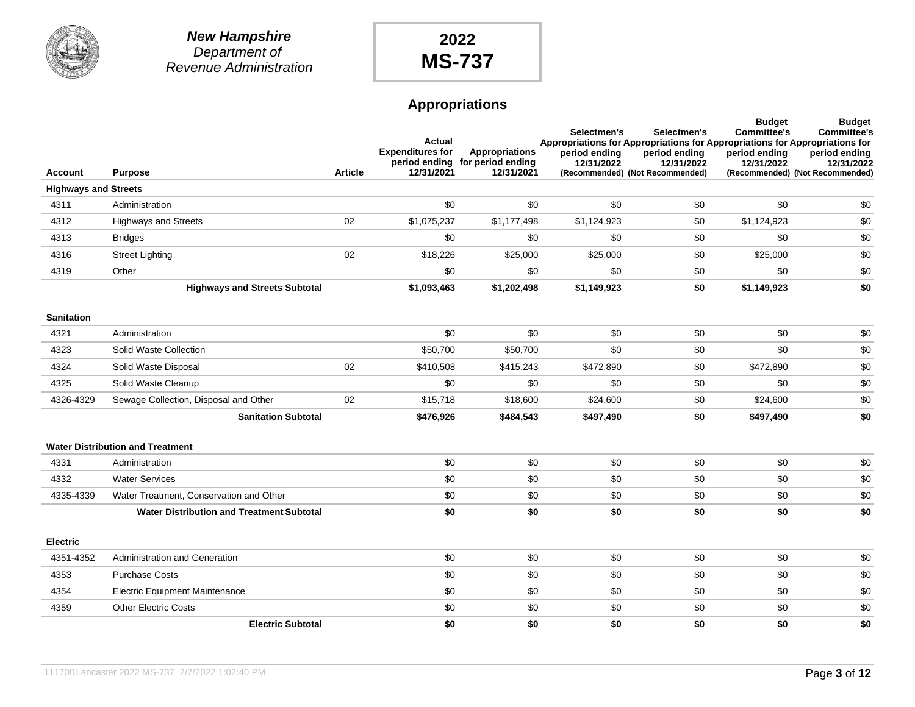**New Hampshire**
*Department of*
*Revenue Administration*

**2022**
**MS-737**

## Appropriations

| Account | Purpose | Article | Actual Expenditures for period ending 12/31/2021 | Appropriations for period ending 12/31/2021 | Selectmen's Appropriations for period ending 12/31/2022 (Recommended) | Selectmen's Appropriations for period ending 12/31/2022 (Not Recommended) | Budget Committee's Appropriations for period ending 12/31/2022 (Recommended) | Budget Committee's Appropriations for period ending 12/31/2022 (Not Recommended) |
|---|---|---|---|---|---|---|---|---|
| **Highways and Streets** | | | | | | | | |
| 4311 | Administration | | $0 | $0 | $0 | $0 | $0 | $0 |
| 4312 | Highways and Streets | 02 | $1,075,237 | $1,177,498 | $1,124,923 | $0 | $1,124,923 | $0 |
| 4313 | Bridges | | $0 | $0 | $0 | $0 | $0 | $0 |
| 4316 | Street Lighting | 02 | $18,226 | $25,000 | $25,000 | $0 | $25,000 | $0 |
| 4319 | Other | | $0 | $0 | $0 | $0 | $0 | $0 |
| | **Highways and Streets Subtotal** | | **$1,093,463** | **$1,202,498** | **$1,149,923** | **$0** | **$1,149,923** | **$0** |
| **Sanitation** | | | | | | | | |
| 4321 | Administration | | $0 | $0 | $0 | $0 | $0 | $0 |
| 4323 | Solid Waste Collection | | $50,700 | $50,700 | $0 | $0 | $0 | $0 |
| 4324 | Solid Waste Disposal | 02 | $410,508 | $415,243 | $472,890 | $0 | $472,890 | $0 |
| 4325 | Solid Waste Cleanup | | $0 | $0 | $0 | $0 | $0 | $0 |
| 4326-4329 | Sewage Collection, Disposal and Other | 02 | $15,718 | $18,600 | $24,600 | $0 | $24,600 | $0 |
| | **Sanitation Subtotal** | | **$476,926** | **$484,543** | **$497,490** | **$0** | **$497,490** | **$0** |
| **Water Distribution and Treatment** | | | | | | | | |
| 4331 | Administration | | $0 | $0 | $0 | $0 | $0 | $0 |
| 4332 | Water Services | | $0 | $0 | $0 | $0 | $0 | $0 |
| 4335-4339 | Water Treatment, Conservation and Other | | $0 | $0 | $0 | $0 | $0 | $0 |
| | **Water Distribution and Treatment Subtotal** | | **$0** | **$0** | **$0** | **$0** | **$0** | **$0** |
| **Electric** | | | | | | | | |
| 4351-4352 | Administration and Generation | | $0 | $0 | $0 | $0 | $0 | $0 |
| 4353 | Purchase Costs | | $0 | $0 | $0 | $0 | $0 | $0 |
| 4354 | Electric Equipment Maintenance | | $0 | $0 | $0 | $0 | $0 | $0 |
| 4359 | Other Electric Costs | | $0 | $0 | $0 | $0 | $0 | $0 |
| | **Electric Subtotal** | | **$0** | **$0** | **$0** | **$0** | **$0** | **$0** |

111700 Lancaster 2022 MS-737 2/7/2022 1:02:40 PM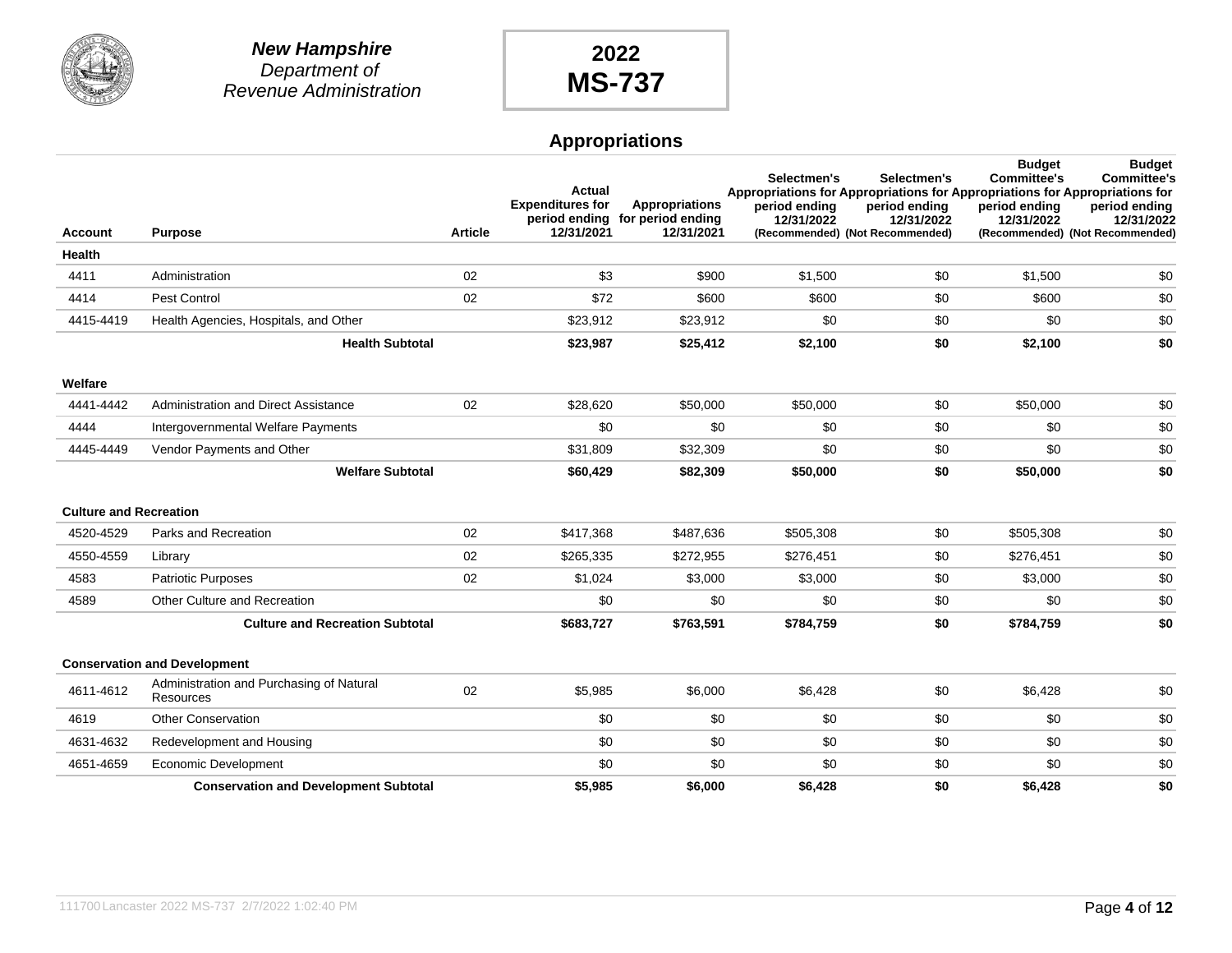**New Hampshire**
*Department of Revenue Administration*

**2022**
**MS-737**

## Appropriations

| Account | Purpose | Article | Actual Expenditures for period ending 12/31/2021 | Appropriations for period ending 12/31/2021 | Selectmen's Appropriations for period ending 12/31/2022 (Recommended) | Selectmen's Appropriations for period ending 12/31/2022 (Not Recommended) | Budget Committee's Appropriations for period ending 12/31/2022 (Recommended) | Budget Committee's Appropriations for period ending 12/31/2022 (Not Recommended) |
|---|---|---|---|---|---|---|---|---|
| **Health** | | | | | | | | |
| 4411 | Administration | 02 | $3 | $900 | $1,500 | $0 | $1,500 | $0 |
| 4414 | Pest Control | 02 | $72 | $600 | $600 | $0 | $600 | $0 |
| 4415-4419 | Health Agencies, Hospitals, and Other | | $23,912 | $23,912 | $0 | $0 | $0 | $0 |
| | **Health Subtotal** | | **$23,987** | **$25,412** | **$2,100** | **$0** | **$2,100** | **$0** |
| **Welfare** | | | | | | | | |
| 4441-4442 | Administration and Direct Assistance | 02 | $28,620 | $50,000 | $50,000 | $0 | $50,000 | $0 |
| 4444 | Intergovernmental Welfare Payments | | $0 | $0 | $0 | $0 | $0 | $0 |
| 4445-4449 | Vendor Payments and Other | | $31,809 | $32,309 | $0 | $0 | $0 | $0 |
| | **Welfare Subtotal** | | **$60,429** | **$82,309** | **$50,000** | **$0** | **$50,000** | **$0** |
| **Culture and Recreation** | | | | | | | | |
| 4520-4529 | Parks and Recreation | 02 | $417,368 | $487,636 | $505,308 | $0 | $505,308 | $0 |
| 4550-4559 | Library | 02 | $265,335 | $272,955 | $276,451 | $0 | $276,451 | $0 |
| 4583 | Patriotic Purposes | 02 | $1,024 | $3,000 | $3,000 | $0 | $3,000 | $0 |
| 4589 | Other Culture and Recreation | | $0 | $0 | $0 | $0 | $0 | $0 |
| | **Culture and Recreation Subtotal** | | **$683,727** | **$763,591** | **$784,759** | **$0** | **$784,759** | **$0** |
| **Conservation and Development** | | | | | | | | |
| 4611-4612 | Administration and Purchasing of Natural Resources | 02 | $5,985 | $6,000 | $6,428 | $0 | $6,428 | $0 |
| 4619 | Other Conservation | | $0 | $0 | $0 | $0 | $0 | $0 |
| 4631-4632 | Redevelopment and Housing | | $0 | $0 | $0 | $0 | $0 | $0 |
| 4651-4659 | Economic Development | | $0 | $0 | $0 | $0 | $0 | $0 |
| | **Conservation and Development Subtotal** | | **$5,985** | **$6,000** | **$6,428** | **$0** | **$6,428** | **$0** |

111700 Lancaster 2022 MS-737 2/7/2022 1:02:40 PM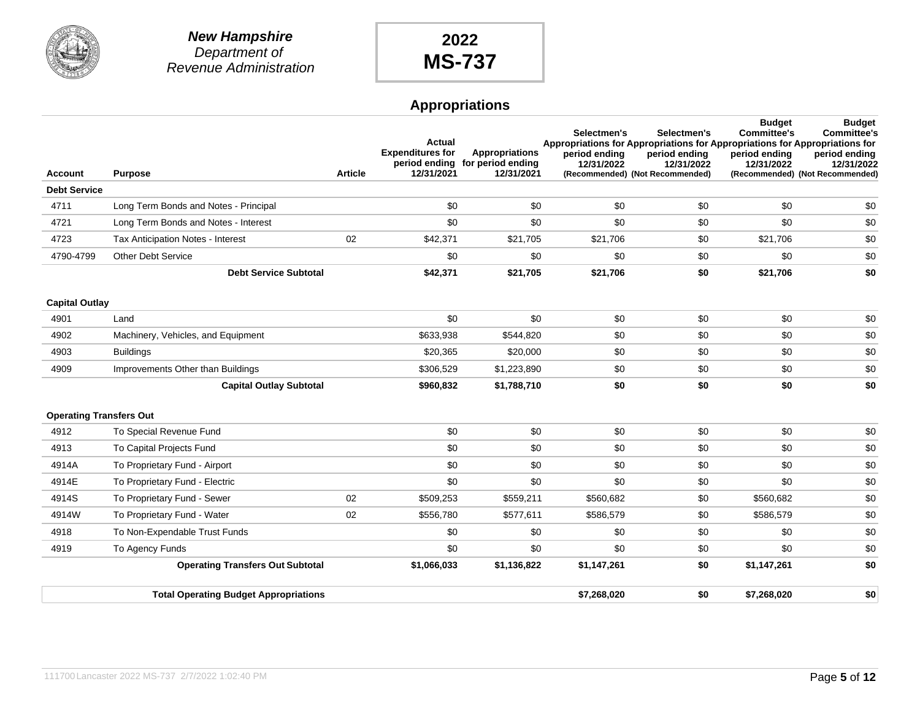**New Hampshire**
*Department of*
*Revenue Administration*

**2022**
**MS-737**

## Appropriations

| Account | Purpose | Article | Actual Expenditures for period ending 12/31/2021 | Appropriations for period ending 12/31/2021 | Selectmen's Appropriations for period ending 12/31/2022 (Recommended) | Selectmen's Appropriations for period ending 12/31/2022 (Not Recommended) | Budget Committee's Appropriations for period ending 12/31/2022 (Recommended) | Budget Committee's Appropriations for period ending 12/31/2022 (Not Recommended) |
|---|---|---|---|---|---|---|---|---|
| **Debt Service** | | | | | | | | |
| 4711 | Long Term Bonds and Notes - Principal | | $0 | $0 | $0 | $0 | $0 | $0 |
| 4721 | Long Term Bonds and Notes - Interest | | $0 | $0 | $0 | $0 | $0 | $0 |
| 4723 | Tax Anticipation Notes - Interest | 02 | $42,371 | $21,705 | $21,706 | $0 | $21,706 | $0 |
| 4790-4799 | Other Debt Service | | $0 | $0 | $0 | $0 | $0 | $0 |
| | **Debt Service Subtotal** | | **$42,371** | **$21,705** | **$21,706** | **$0** | **$21,706** | **$0** |
| **Capital Outlay** | | | | | | | | |
| 4901 | Land | | $0 | $0 | $0 | $0 | $0 | $0 |
| 4902 | Machinery, Vehicles, and Equipment | | $633,938 | $544,820 | $0 | $0 | $0 | $0 |
| 4903 | Buildings | | $20,365 | $20,000 | $0 | $0 | $0 | $0 |
| 4909 | Improvements Other than Buildings | | $306,529 | $1,223,890 | $0 | $0 | $0 | $0 |
| | **Capital Outlay Subtotal** | | **$960,832** | **$1,788,710** | **$0** | **$0** | **$0** | **$0** |
| **Operating Transfers Out** | | | | | | | | |
| 4912 | To Special Revenue Fund | | $0 | $0 | $0 | $0 | $0 | $0 |
| 4913 | To Capital Projects Fund | | $0 | $0 | $0 | $0 | $0 | $0 |
| 4914A | To Proprietary Fund - Airport | | $0 | $0 | $0 | $0 | $0 | $0 |
| 4914E | To Proprietary Fund - Electric | | $0 | $0 | $0 | $0 | $0 | $0 |
| 4914S | To Proprietary Fund - Sewer | 02 | $509,253 | $559,211 | $560,682 | $0 | $560,682 | $0 |
| 4914W | To Proprietary Fund - Water | 02 | $556,780 | $577,611 | $586,579 | $0 | $586,579 | $0 |
| 4918 | To Non-Expendable Trust Funds | | $0 | $0 | $0 | $0 | $0 | $0 |
| 4919 | To Agency Funds | | $0 | $0 | $0 | $0 | $0 | $0 |
| | **Operating Transfers Out Subtotal** | | **$1,066,033** | **$1,136,822** | **$1,147,261** | **$0** | **$1,147,261** | **$0** |
| | **Total Operating Budget Appropriations** | | | | **$7,268,020** | **$0** | **$7,268,020** | **$0** |

111700 Lancaster 2022 MS-737 2/7/2022 1:02:40 PM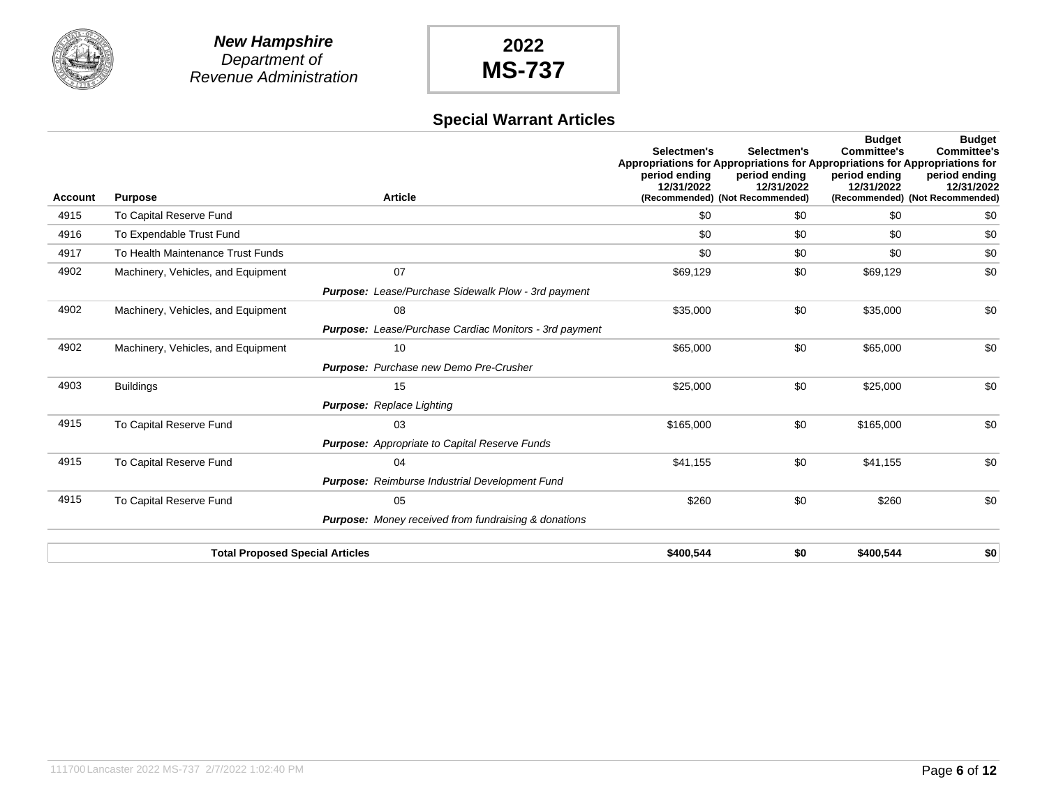**New Hampshire**
*Department of Revenue Administration*

**2022**
**MS-737**

## Special Warrant Articles

| Account | Purpose | Article | Selectmen's Appropriations for period ending 12/31/2022 (Recommended) | Selectmen's Appropriations for period ending 12/31/2022 (Not Recommended) | Budget Committee's Appropriations for period ending 12/31/2022 (Recommended) | Budget Committee's Appropriations for period ending 12/31/2022 (Not Recommended) |
|---|---|---|---|---|---|---|
| 4915 | To Capital Reserve Fund | | $0 | $0 | $0 | $0 |
| 4916 | To Expendable Trust Fund | | $0 | $0 | $0 | $0 |
| 4917 | To Health Maintenance Trust Funds | | $0 | $0 | $0 | $0 |
| 4902 | Machinery, Vehicles, and Equipment | 07 | $69,129 | $0 | $69,129 | $0 |
| | | ***Purpose:*** *Lease/Purchase Sidewalk Plow - 3rd payment* | | | | |
| 4902 | Machinery, Vehicles, and Equipment | 08 | $35,000 | $0 | $35,000 | $0 |
| | | ***Purpose:*** *Lease/Purchase Cardiac Monitors - 3rd payment* | | | | |
| 4902 | Machinery, Vehicles, and Equipment | 10 | $65,000 | $0 | $65,000 | $0 |
| | | ***Purpose:*** *Purchase new Demo Pre-Crusher* | | | | |
| 4903 | Buildings | 15 | $25,000 | $0 | $25,000 | $0 |
| | | ***Purpose:*** *Replace Lighting* | | | | |
| 4915 | To Capital Reserve Fund | 03 | $165,000 | $0 | $165,000 | $0 |
| | | ***Purpose:*** *Appropriate to Capital Reserve Funds* | | | | |
| 4915 | To Capital Reserve Fund | 04 | $41,155 | $0 | $41,155 | $0 |
| | | ***Purpose:*** *Reimburse Industrial Development Fund* | | | | |
| 4915 | To Capital Reserve Fund | 05 | $260 | $0 | $260 | $0 |
| | | ***Purpose:*** *Money received from fundraising & donations* | | | | |
| | **Total Proposed Special Articles** | | **$400,544** | **$0** | **$400,544** | **$0** |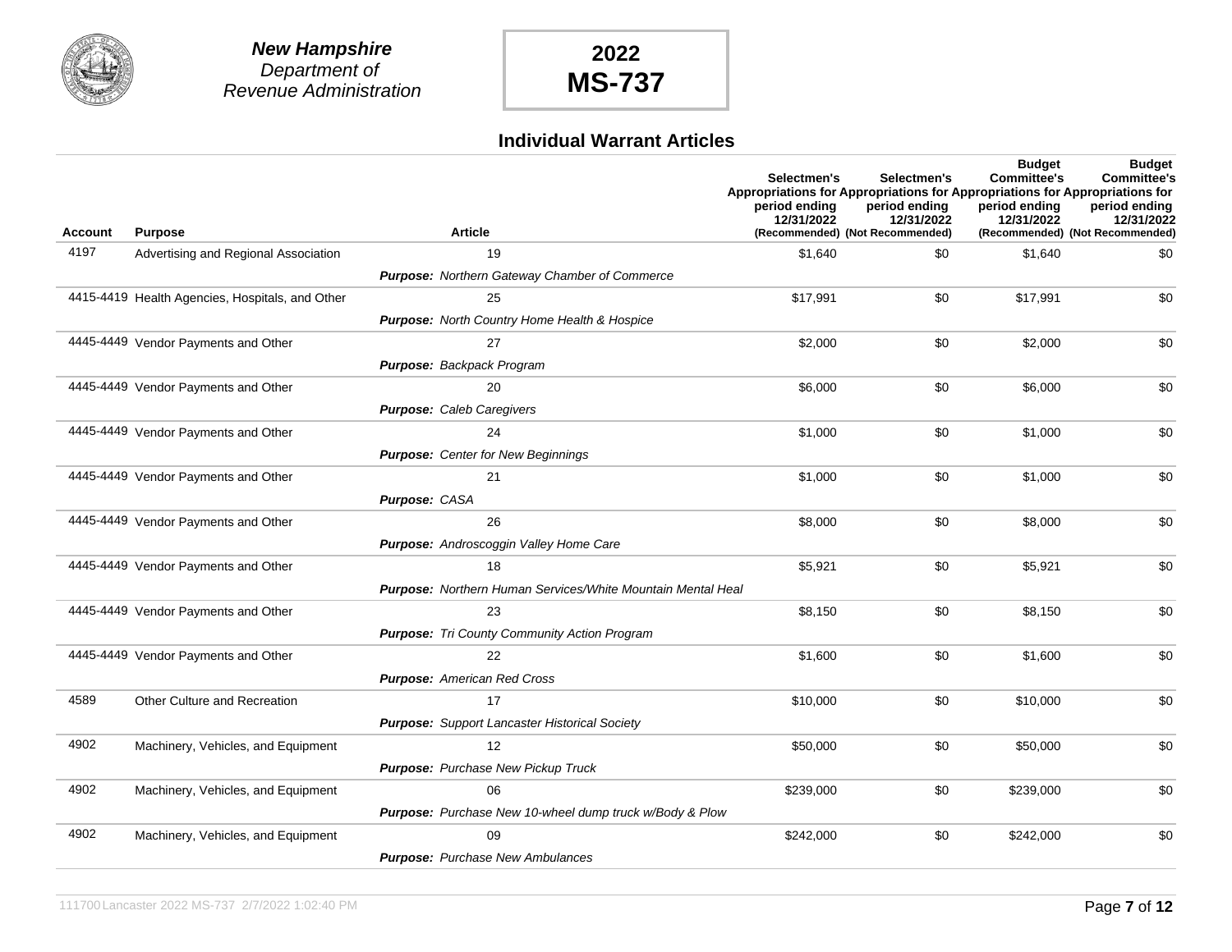**New Hampshire**
*Department of*
*Revenue Administration*

**2022**
**MS-737**

## Individual Warrant Articles

| Account | Purpose | Article | Selectmen's Appropriations for period ending 12/31/2022 (Recommended) | Selectmen's Appropriations for period ending 12/31/2022 (Not Recommended) | Budget Committee's Appropriations for period ending 12/31/2022 (Recommended) | Budget Committee's Appropriations for period ending 12/31/2022 (Not Recommended) |
|---|---|---|---|---|---|---|
| 4197 | Advertising and Regional Association | 19 | $1,640 | $0 | $1,640 | $0 |
| | | ***Purpose:*** *Northern Gateway Chamber of Commerce* | | | | |
| 4415-4419 | Health Agencies, Hospitals, and Other | 25 | $17,991 | $0 | $17,991 | $0 |
| | | ***Purpose:*** *North Country Home Health & Hospice* | | | | |
| 4445-4449 | Vendor Payments and Other | 27 | $2,000 | $0 | $2,000 | $0 |
| | | ***Purpose:*** *Backpack Program* | | | | |
| 4445-4449 | Vendor Payments and Other | 20 | $6,000 | $0 | $6,000 | $0 |
| | | ***Purpose:*** *Caleb Caregivers* | | | | |
| 4445-4449 | Vendor Payments and Other | 24 | $1,000 | $0 | $1,000 | $0 |
| | | ***Purpose:*** *Center for New Beginnings* | | | | |
| 4445-4449 | Vendor Payments and Other | 21 | $1,000 | $0 | $1,000 | $0 |
| | | ***Purpose:*** *CASA* | | | | |
| 4445-4449 | Vendor Payments and Other | 26 | $8,000 | $0 | $8,000 | $0 |
| | | ***Purpose:*** *Androscoggin Valley Home Care* | | | | |
| 4445-4449 | Vendor Payments and Other | 18 | $5,921 | $0 | $5,921 | $0 |
| | | ***Purpose:*** *Northern Human Services/White Mountain Mental Heal* | | | | |
| 4445-4449 | Vendor Payments and Other | 23 | $8,150 | $0 | $8,150 | $0 |
| | | ***Purpose:*** *Tri County Community Action Program* | | | | |
| 4445-4449 | Vendor Payments and Other | 22 | $1,600 | $0 | $1,600 | $0 |
| | | ***Purpose:*** *American Red Cross* | | | | |
| 4589 | Other Culture and Recreation | 17 | $10,000 | $0 | $10,000 | $0 |
| | | ***Purpose:*** *Support Lancaster Historical Society* | | | | |
| 4902 | Machinery, Vehicles, and Equipment | 12 | $50,000 | $0 | $50,000 | $0 |
| | | ***Purpose:*** *Purchase New Pickup Truck* | | | | |
| 4902 | Machinery, Vehicles, and Equipment | 06 | $239,000 | $0 | $239,000 | $0 |
| | | ***Purpose:*** *Purchase New 10-wheel dump truck w/Body & Plow* | | | | |
| 4902 | Machinery, Vehicles, and Equipment | 09 | $242,000 | $0 | $242,000 | $0 |
| | | ***Purpose:*** *Purchase New Ambulances* | | | | |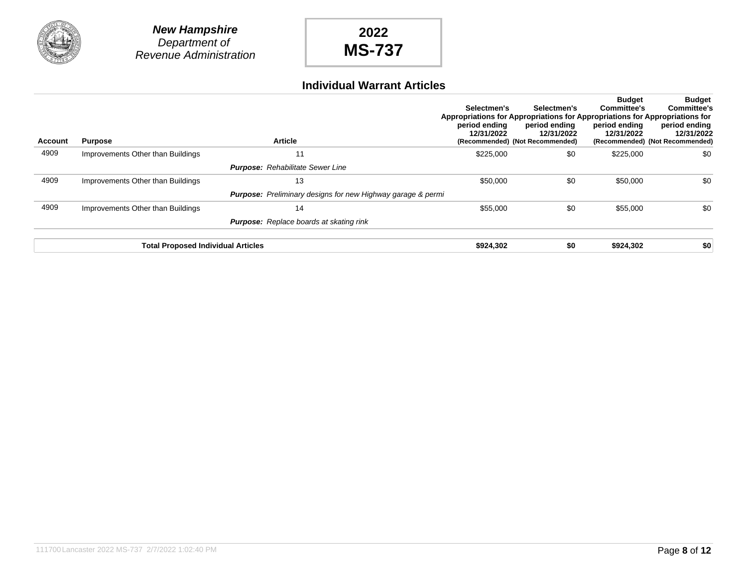**New Hampshire**
*Department of*
*Revenue Administration*

**2022**
**MS-737**

## Individual Warrant Articles

| Account | Purpose | Article | Selectmen's Appropriations for period ending 12/31/2022 (Recommended) | Selectmen's Appropriations for period ending 12/31/2022 (Not Recommended) | Budget Committee's Appropriations for period ending 12/31/2022 (Recommended) | Budget Committee's Appropriations for period ending 12/31/2022 (Not Recommended) |
|---|---|---|---|---|---|---|
| 4909 | Improvements Other than Buildings | 11 | $225,000 | $0 | $225,000 | $0 |
| | | ***Purpose:*** *Rehabilitate Sewer Line* | | | | |
| 4909 | Improvements Other than Buildings | 13 | $50,000 | $0 | $50,000 | $0 |
| | | ***Purpose:*** *Preliminary designs for new Highway garage & permi* | | | | |
| 4909 | Improvements Other than Buildings | 14 | $55,000 | $0 | $55,000 | $0 |
| | | ***Purpose:*** *Replace boards at skating rink* | | | | |
| | **Total Proposed Individual Articles** | | **$924,302** | **$0** | **$924,302** | **$0** |

111700 Lancaster 2022 MS-737 2/7/2022 1:02:40 PM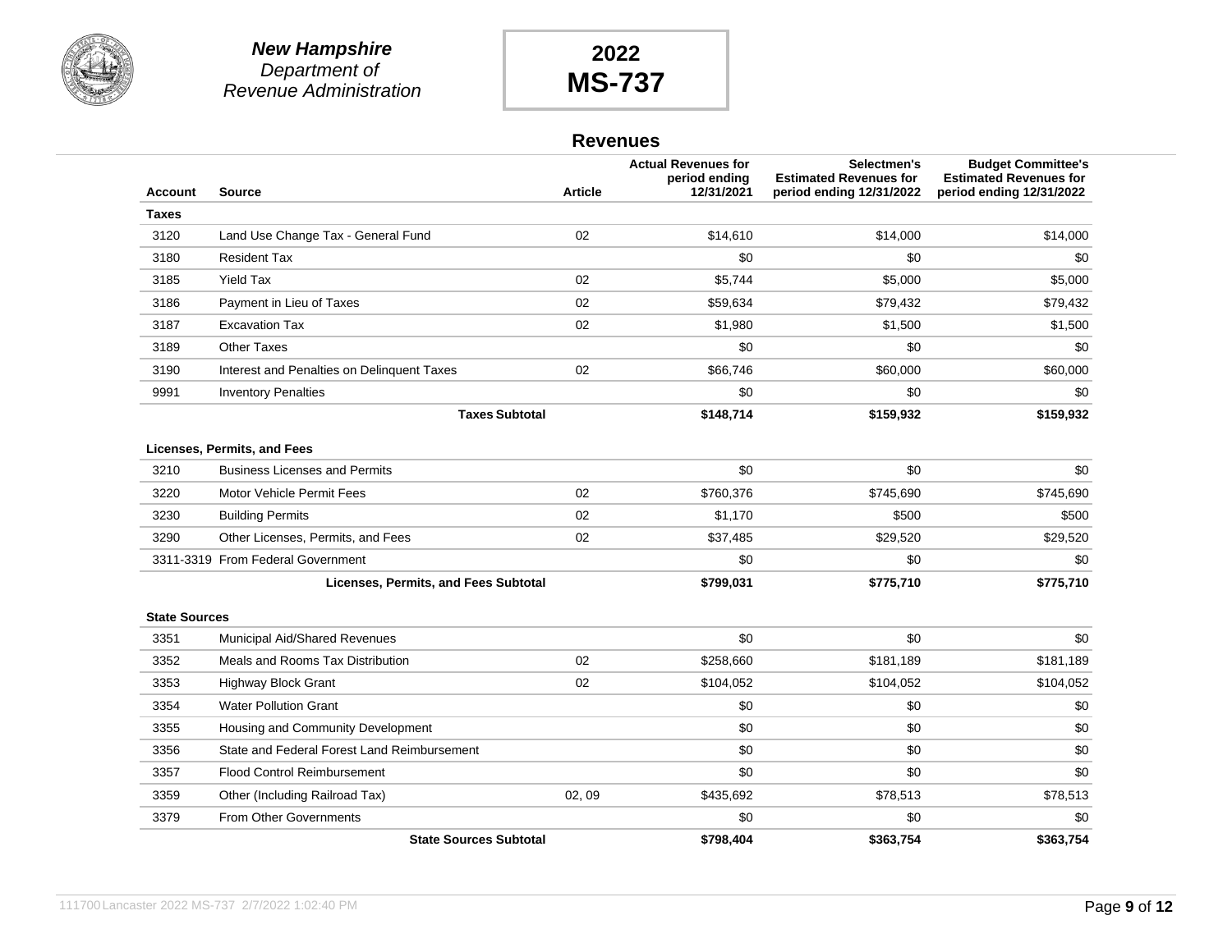**New Hampshire**
*Department of*
*Revenue Administration*

# 2022
# MS-737

## Revenues

| Account | Source | Article | Actual Revenues for period ending 12/31/2021 | Selectmen's Estimated Revenues for period ending 12/31/2022 | Budget Committee's Estimated Revenues for period ending 12/31/2022 |
|---|---|---|---|---|---|
| **Taxes** | | | | | |
| 3120 | Land Use Change Tax - General Fund | 02 | $14,610 | $14,000 | $14,000 |
| 3180 | Resident Tax | | $0 | $0 | $0 |
| 3185 | Yield Tax | 02 | $5,744 | $5,000 | $5,000 |
| 3186 | Payment in Lieu of Taxes | 02 | $59,634 | $79,432 | $79,432 |
| 3187 | Excavation Tax | 02 | $1,980 | $1,500 | $1,500 |
| 3189 | Other Taxes | | $0 | $0 | $0 |
| 3190 | Interest and Penalties on Delinquent Taxes | 02 | $66,746 | $60,000 | $60,000 |
| 9991 | Inventory Penalties | | $0 | $0 | $0 |
| | **Taxes Subtotal** | | **$148,714** | **$159,932** | **$159,932** |
| **Licenses, Permits, and Fees** | | | | | |
| 3210 | Business Licenses and Permits | | $0 | $0 | $0 |
| 3220 | Motor Vehicle Permit Fees | 02 | $760,376 | $745,690 | $745,690 |
| 3230 | Building Permits | 02 | $1,170 | $500 | $500 |
| 3290 | Other Licenses, Permits, and Fees | 02 | $37,485 | $29,520 | $29,520 |
| 3311-3319 | From Federal Government | | $0 | $0 | $0 |
| | **Licenses, Permits, and Fees Subtotal** | | **$799,031** | **$775,710** | **$775,710** |
| **State Sources** | | | | | |
| 3351 | Municipal Aid/Shared Revenues | | $0 | $0 | $0 |
| 3352 | Meals and Rooms Tax Distribution | 02 | $258,660 | $181,189 | $181,189 |
| 3353 | Highway Block Grant | 02 | $104,052 | $104,052 | $104,052 |
| 3354 | Water Pollution Grant | | $0 | $0 | $0 |
| 3355 | Housing and Community Development | | $0 | $0 | $0 |
| 3356 | State and Federal Forest Land Reimbursement | | $0 | $0 | $0 |
| 3357 | Flood Control Reimbursement | | $0 | $0 | $0 |
| 3359 | Other (Including Railroad Tax) | 02, 09 | $435,692 | $78,513 | $78,513 |
| 3379 | From Other Governments | | $0 | $0 | $0 |
| | **State Sources Subtotal** | | **$798,404** | **$363,754** | **$363,754** |

111700 Lancaster 2022 MS-737 2/7/2022 1:02:40 PM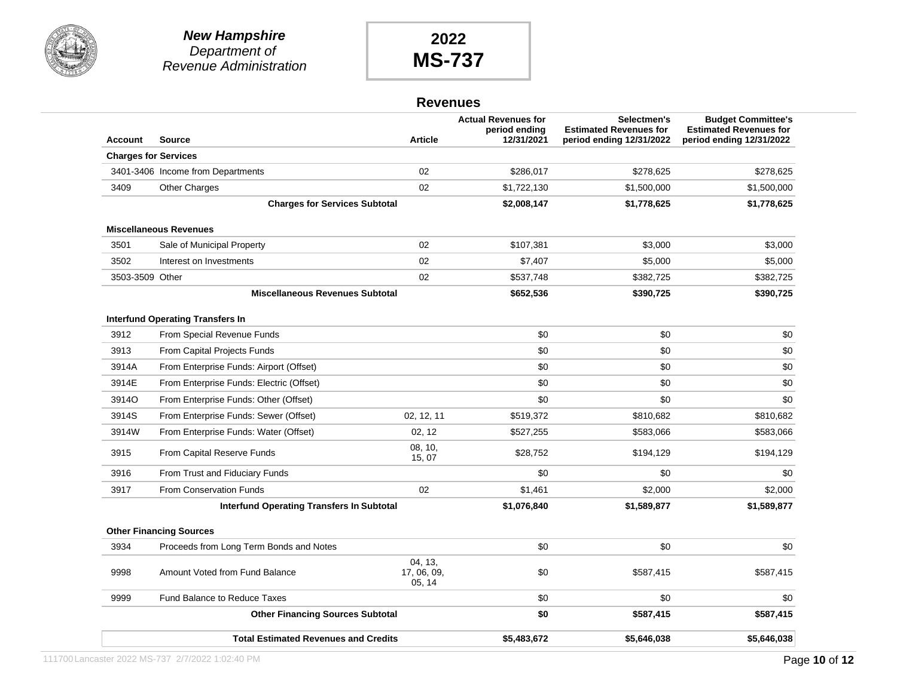**New Hampshire**
*Department of Revenue Administration*

**2022**
**MS-737**

## Revenues

| Account | Source | Article | Actual Revenues for period ending 12/31/2021 | Selectmen's Estimated Revenues for period ending 12/31/2022 | Budget Committee's Estimated Revenues for period ending 12/31/2022 |
|---|---|---|---|---|---|
| **Charges for Services** | | | | | |
| 3401-3406 | Income from Departments | 02 | $286,017 | $278,625 | $278,625 |
| 3409 | Other Charges | 02 | $1,722,130 | $1,500,000 | $1,500,000 |
| | **Charges for Services Subtotal** | | **$2,008,147** | **$1,778,625** | **$1,778,625** |
| **Miscellaneous Revenues** | | | | | |
| 3501 | Sale of Municipal Property | 02 | $107,381 | $3,000 | $3,000 |
| 3502 | Interest on Investments | 02 | $7,407 | $5,000 | $5,000 |
| 3503-3509 | Other | 02 | $537,748 | $382,725 | $382,725 |
| | **Miscellaneous Revenues Subtotal** | | **$652,536** | **$390,725** | **$390,725** |
| **Interfund Operating Transfers In** | | | | | |
| 3912 | From Special Revenue Funds | | $0 | $0 | $0 |
| 3913 | From Capital Projects Funds | | $0 | $0 | $0 |
| 3914A | From Enterprise Funds: Airport (Offset) | | $0 | $0 | $0 |
| 3914E | From Enterprise Funds: Electric (Offset) | | $0 | $0 | $0 |
| 3914O | From Enterprise Funds: Other (Offset) | | $0 | $0 | $0 |
| 3914S | From Enterprise Funds: Sewer (Offset) | 02, 12, 11 | $519,372 | $810,682 | $810,682 |
| 3914W | From Enterprise Funds: Water (Offset) | 02, 12 | $527,255 | $583,066 | $583,066 |
| 3915 | From Capital Reserve Funds | 08, 10, 15, 07 | $28,752 | $194,129 | $194,129 |
| 3916 | From Trust and Fiduciary Funds | | $0 | $0 | $0 |
| 3917 | From Conservation Funds | 02 | $1,461 | $2,000 | $2,000 |
| | **Interfund Operating Transfers In Subtotal** | | **$1,076,840** | **$1,589,877** | **$1,589,877** |
| **Other Financing Sources** | | | | | |
| 3934 | Proceeds from Long Term Bonds and Notes | | $0 | $0 | $0 |
| 9998 | Amount Voted from Fund Balance | 04, 13, 17, 06, 09, 05, 14 | $0 | $587,415 | $587,415 |
| 9999 | Fund Balance to Reduce Taxes | | $0 | $0 | $0 |
| | **Other Financing Sources Subtotal** | | **$0** | **$587,415** | **$587,415** |
| | **Total Estimated Revenues and Credits** | | **$5,483,672** | **$5,646,038** | **$5,646,038** |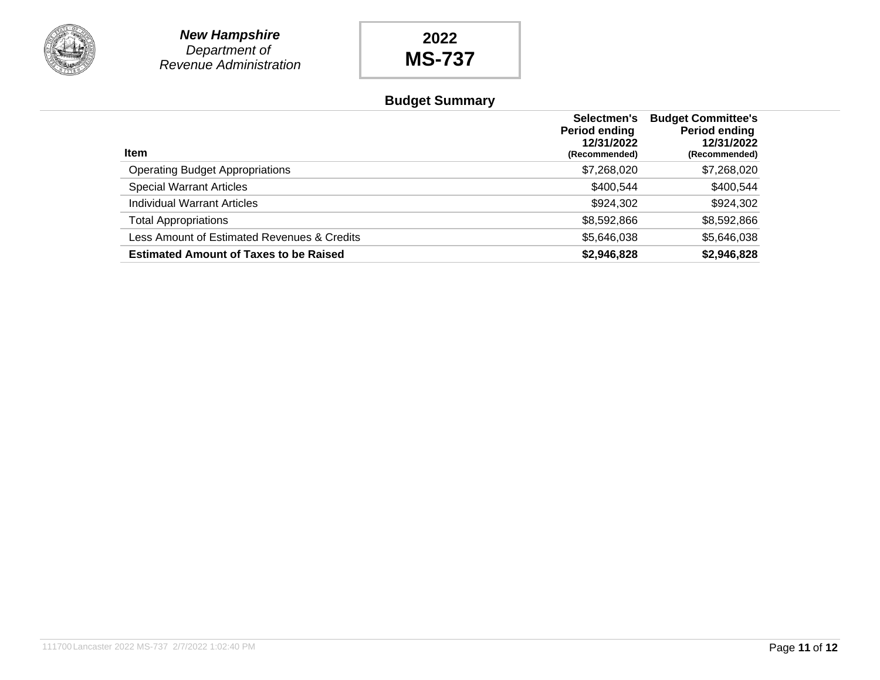**New Hampshire**
*Department of Revenue Administration*

**2022**
**MS-737**

## Budget Summary

| Item | Selectmen's Period ending 12/31/2022 (Recommended) | Budget Committee's Period ending 12/31/2022 (Recommended) |
|---|---|---|
| Operating Budget Appropriations | $7,268,020 | $7,268,020 |
| Special Warrant Articles | $400,544 | $400,544 |
| Individual Warrant Articles | $924,302 | $924,302 |
| Total Appropriations | $8,592,866 | $8,592,866 |
| Less Amount of Estimated Revenues & Credits | $5,646,038 | $5,646,038 |
| **Estimated Amount of Taxes to be Raised** | **$2,946,828** | **$2,946,828** |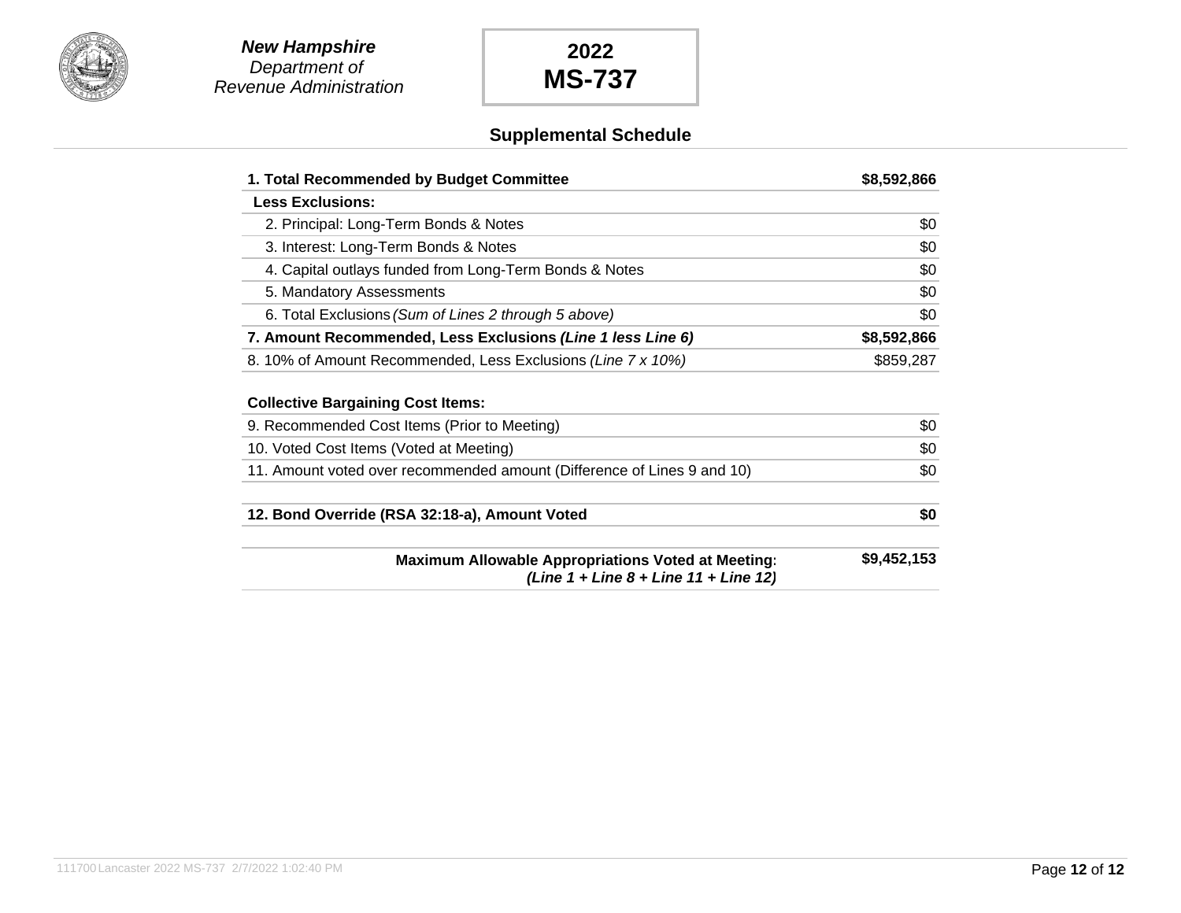**New Hampshire**
Department of
Revenue Administration

# 2022
# MS-737

## Supplemental Schedule

| | |
|---|---|
| **1. Total Recommended by Budget Committee** | **$8,592,866** |
| **Less Exclusions:** | |
| 2. Principal: Long-Term Bonds & Notes | $0 |
| 3. Interest: Long-Term Bonds & Notes | $0 |
| 4. Capital outlays funded from Long-Term Bonds & Notes | $0 |
| 5. Mandatory Assessments | $0 |
| 6. Total Exclusions *(Sum of Lines 2 through 5 above)* | $0 |
| **7. Amount Recommended, Less Exclusions *(Line 1 less Line 6)*** | **$8,592,866** |
| 8. 10% of Amount Recommended, Less Exclusions *(Line 7 x 10%)* | $859,287 |

| | |
|---|---|
| **Collective Bargaining Cost Items:** | |
| 9. Recommended Cost Items (Prior to Meeting) | $0 |
| 10. Voted Cost Items (Voted at Meeting) | $0 |
| 11. Amount voted over recommended amount (Difference of Lines 9 and 10) | $0 |

| | |
|---|---|
| **12. Bond Override (RSA 32:18-a), Amount Voted** | **$0** |

| | |
|---|---|
| **Maximum Allowable Appropriations Voted at Meeting:** ***(Line 1 + Line 8 + Line 11 + Line 12)*** | **$9,452,153** |

111700 Lancaster 2022 MS-737 2/7/2022 1:02:40 PM